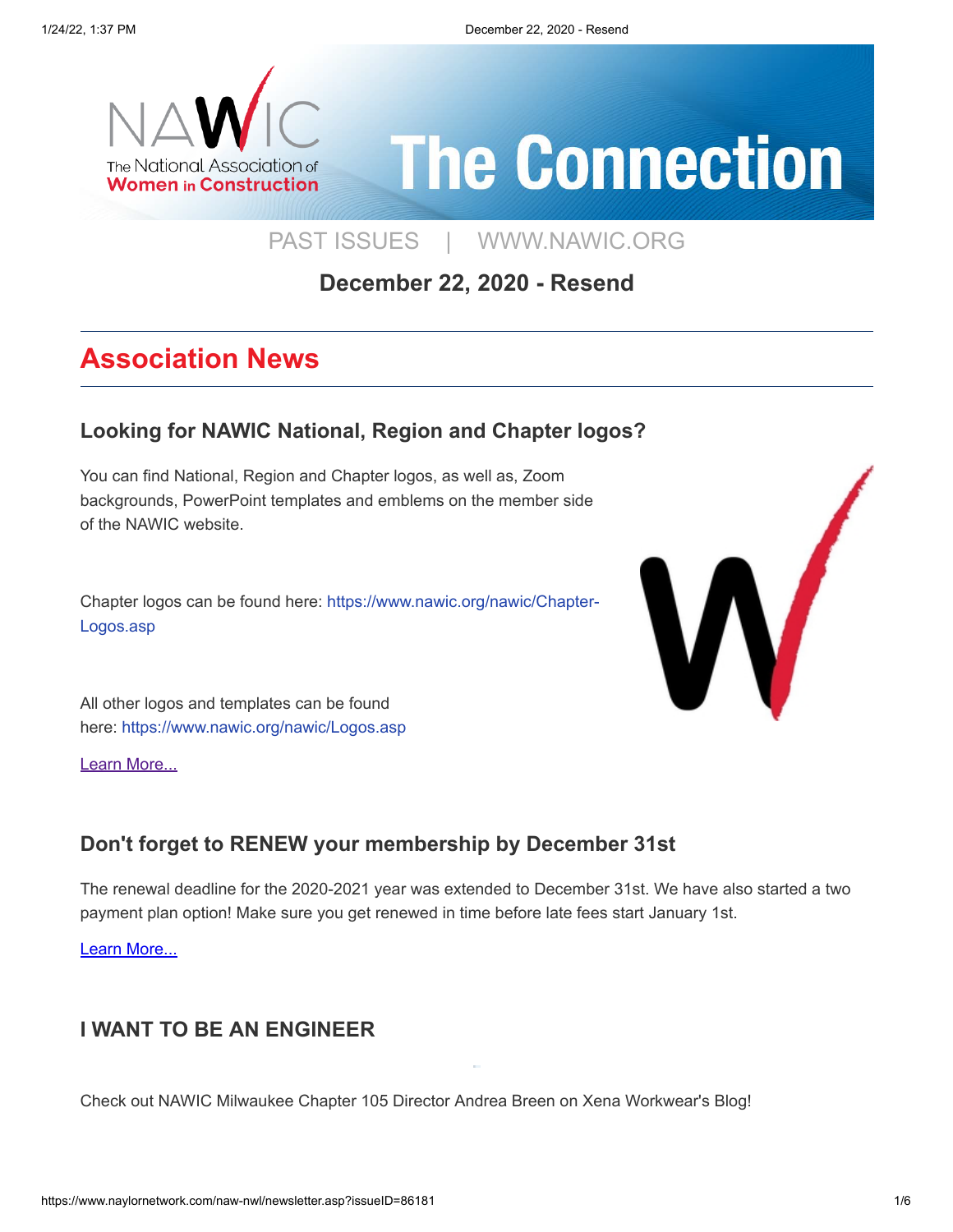# The Connection

PAST ISSUES | WWW.NAWIC.ORG

**December 22, 2020 - Resend**

## Association News

### Looking for NAWIC National, Region and Chapter logos?

You can find National, Region and Chapter logos, as well as, Zoom backgrounds, PowerPoint templates and emblems on the member side of the NAWIC website.

Chapter logos can be found here: https://www.nawic.org/nawic/Chapter-Logos.asp

All other logos and templates can be found here: https://www.nawic.org/nawic/Logos.asp

Learn More...

### Don't forget to RENEW your membership by December 31st

The renewal deadline for the 2020-2021 year was extended to December 31st. We have also started a two payment plan option! Make sure you get renewed in time before late fees start January 1st.

Learn More...

### I WANT TO BE AN ENGINEER

Check out NAWIC Milwaukee Chapter 105 Director Andrea Breen on Xena Workwear's Blog!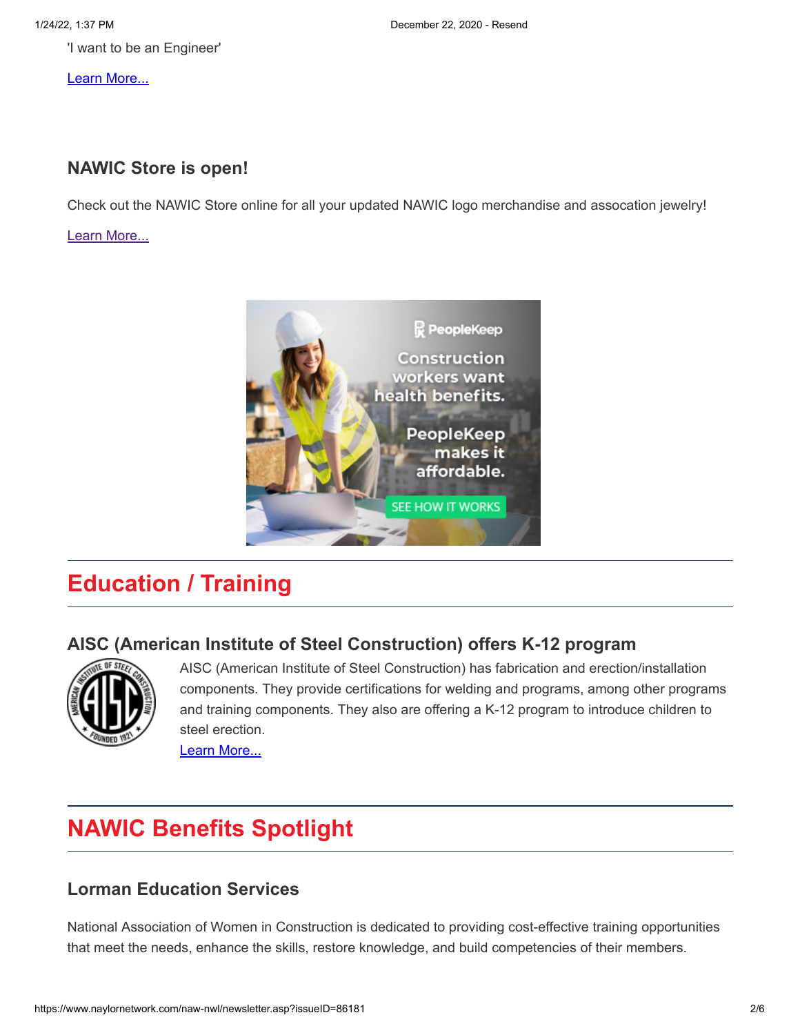'I want to be an Engineer'

Learn More...

### NAWIC Store is open!

Check out the NAWIC Store online for all your updated NAWIC logo merchandise and assocation jewelry!

Learn More...

## Education / Training

### AISC (American Institute of Steel Construction) offers K-12 program

AISC (American Institute of Steel Construction) has fabrication and erection/installation components. They provide certifications for welding and programs, among other programs and training components. They also are offering a K-12 program to introduce children to steel erection.

Learn More...

## NAWIC Benefits Spotlight

### Lorman Education Services

National Association of Women in Construction is dedicated to providing cost-effective training opportunities that meet the needs, enhance the skills, restore knowledge, and build competencies of their members.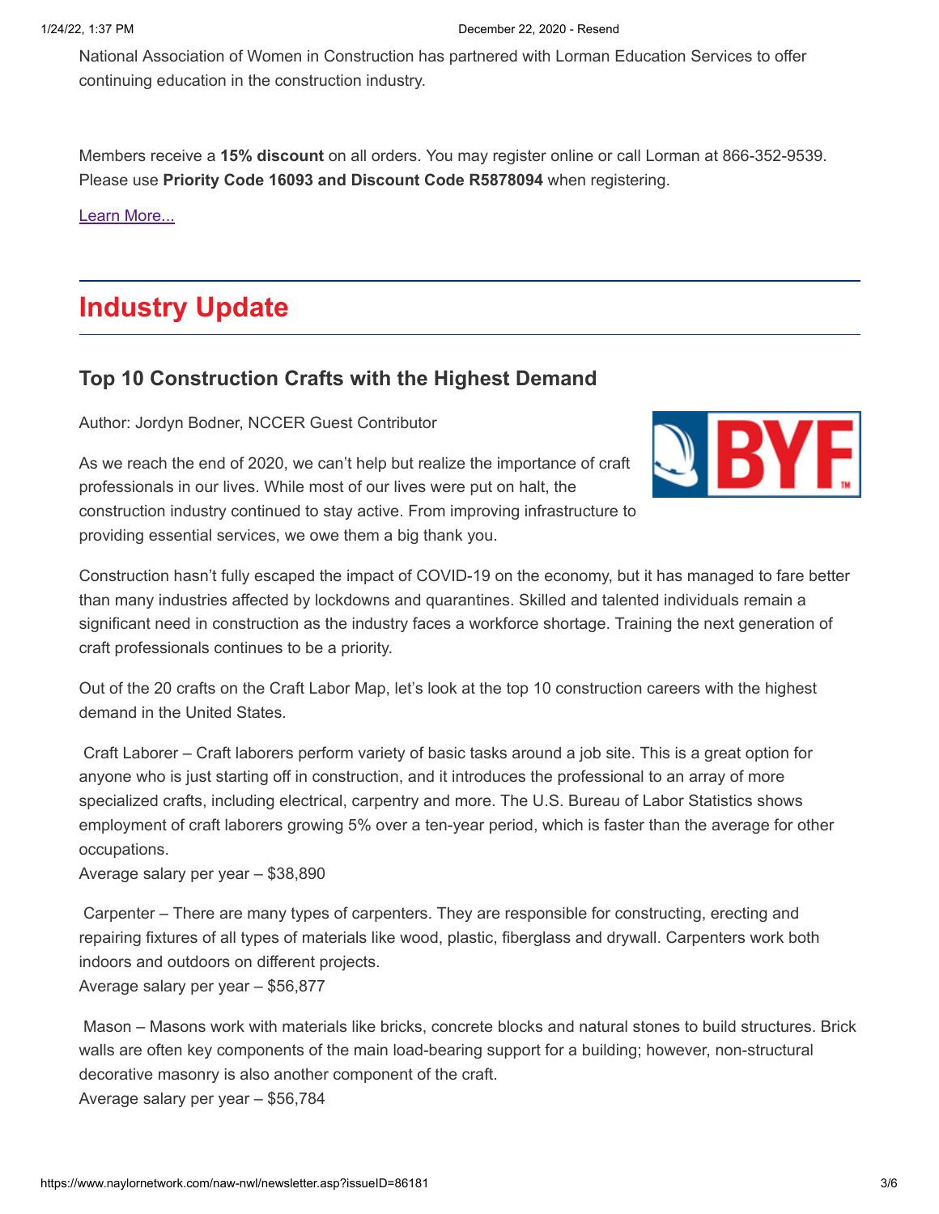National Association of Women in Construction has partnered with Lorman Education Services to offer continuing education in the construction industry.

Members receive a **15% discount** on all orders. You may register online or call Lorman at 866-352-9539. Please use **Priority Code 16093 and Discount Code R5878094** when registering.

Learn More...

## Industry Update

### Top 10 Construction Crafts with the Highest Demand

Author: Jordyn Bodner, NCCER Guest Contributor

As we reach the end of 2020, we can't help but realize the importance of craft professionals in our lives. While most of our lives were put on halt, the construction industry continued to stay active. From improving infrastructure to providing essential services, we owe them a big thank you.

Construction hasn't fully escaped the impact of COVID-19 on the economy, but it has managed to fare better than many industries affected by lockdowns and quarantines. Skilled and talented individuals remain a significant need in construction as the industry faces a workforce shortage. Training the next generation of craft professionals continues to be a priority.

Out of the 20 crafts on the Craft Labor Map, let's look at the top 10 construction careers with the highest demand in the United States.

Craft Laborer – Craft laborers perform variety of basic tasks around a job site. This is a great option for anyone who is just starting off in construction, and it introduces the professional to an array of more specialized crafts, including electrical, carpentry and more. The U.S. Bureau of Labor Statistics shows employment of craft laborers growing 5% over a ten-year period, which is faster than the average for other occupations.
Average salary per year – $38,890

Carpenter – There are many types of carpenters. They are responsible for constructing, erecting and repairing fixtures of all types of materials like wood, plastic, fiberglass and drywall. Carpenters work both indoors and outdoors on different projects.
Average salary per year – $56,877

Mason – Masons work with materials like bricks, concrete blocks and natural stones to build structures. Brick walls are often key components of the main load-bearing support for a building; however, non-structural decorative masonry is also another component of the craft.
Average salary per year – $56,784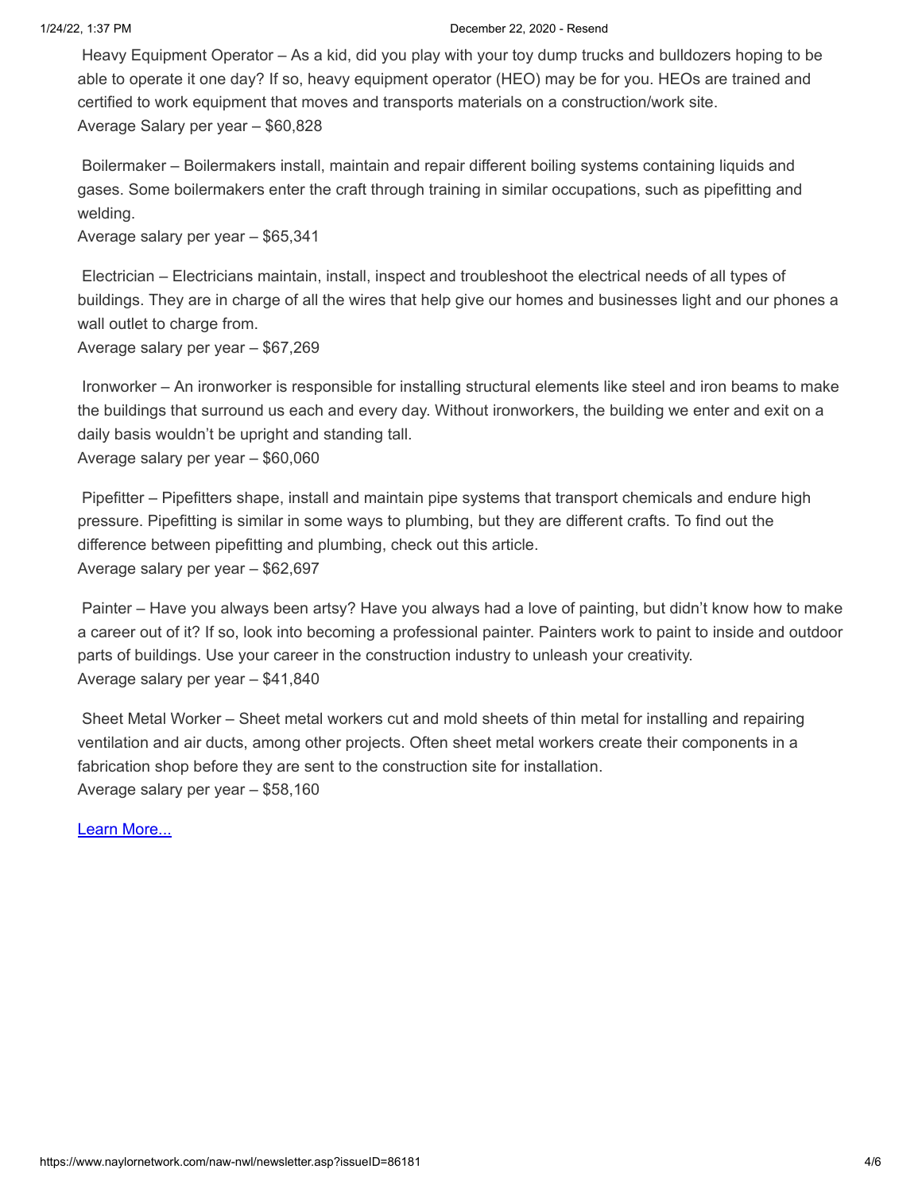Heavy Equipment Operator – As a kid, did you play with your toy dump trucks and bulldozers hoping to be able to operate it one day? If so, heavy equipment operator (HEO) may be for you. HEOs are trained and certified to work equipment that moves and transports materials on a construction/work site.
Average Salary per year – $60,828

Boilermaker – Boilermakers install, maintain and repair different boiling systems containing liquids and gases. Some boilermakers enter the craft through training in similar occupations, such as pipefitting and welding.
Average salary per year – $65,341

Electrician – Electricians maintain, install, inspect and troubleshoot the electrical needs of all types of buildings. They are in charge of all the wires that help give our homes and businesses light and our phones a wall outlet to charge from.
Average salary per year – $67,269

Ironworker – An ironworker is responsible for installing structural elements like steel and iron beams to make the buildings that surround us each and every day. Without ironworkers, the building we enter and exit on a daily basis wouldn't be upright and standing tall.
Average salary per year – $60,060

Pipefitter – Pipefitters shape, install and maintain pipe systems that transport chemicals and endure high pressure. Pipefitting is similar in some ways to plumbing, but they are different crafts. To find out the difference between pipefitting and plumbing, check out this article.
Average salary per year – $62,697

Painter – Have you always been artsy? Have you always had a love of painting, but didn't know how to make a career out of it? If so, look into becoming a professional painter. Painters work to paint to inside and outdoor parts of buildings. Use your career in the construction industry to unleash your creativity.
Average salary per year – $41,840

Sheet Metal Worker – Sheet metal workers cut and mold sheets of thin metal for installing and repairing ventilation and air ducts, among other projects. Often sheet metal workers create their components in a fabrication shop before they are sent to the construction site for installation.
Average salary per year – $58,160

Learn More...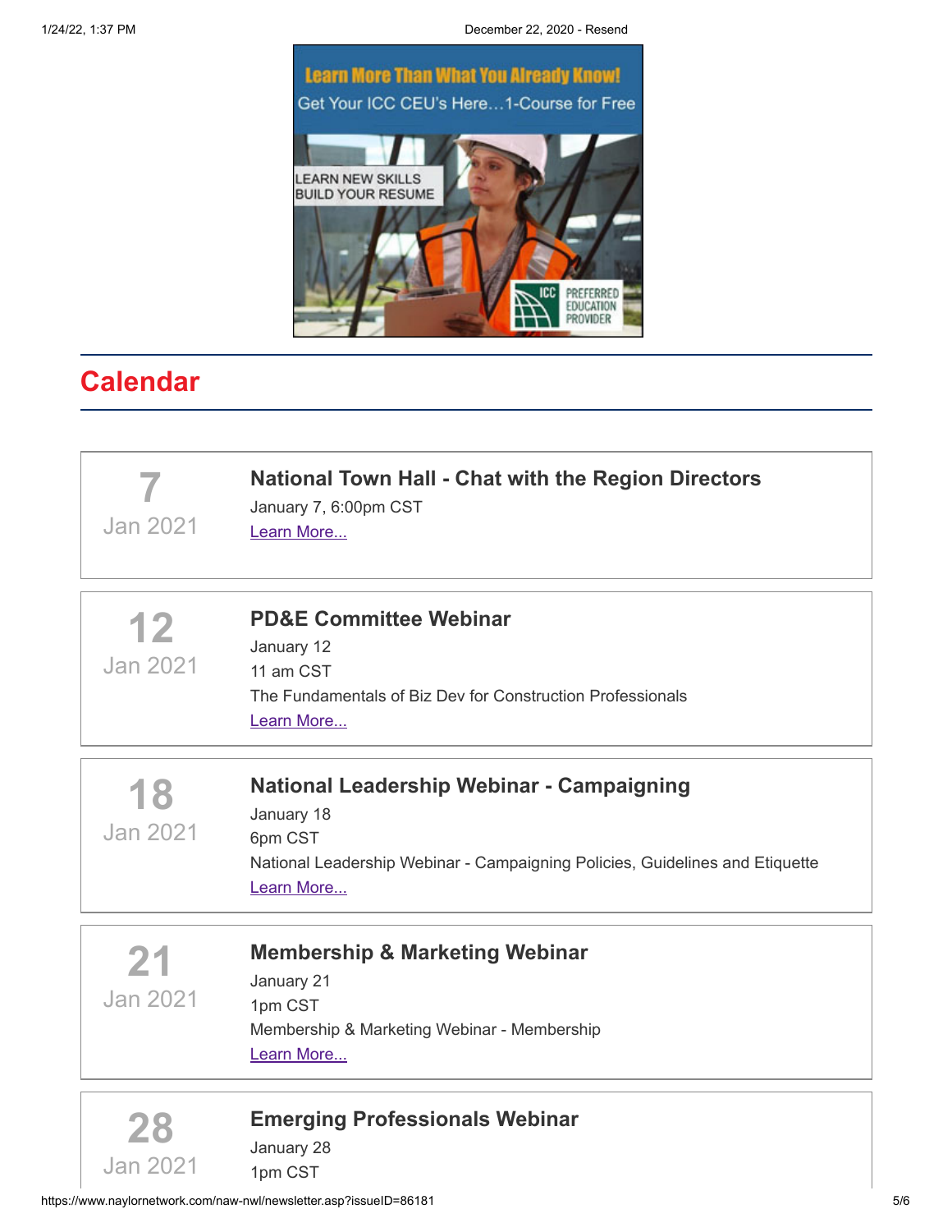Learn More Than What You Already Know!

Get Your ICC CEU's Here…1-Course for Free

LEARN NEW SKILLS
BUILD YOUR RESUME

ICC PREFERRED EDUCATION PROVIDER

## Calendar

**7**
Jan 2021

### National Town Hall - Chat with the Region Directors

January 7, 6:00pm CST

Learn More...

**12**
Jan 2021

### PD&E Committee Webinar

January 12
11 am CST
The Fundamentals of Biz Dev for Construction Professionals

Learn More...

**18**
Jan 2021

### National Leadership Webinar - Campaigning

January 18
6pm CST
National Leadership Webinar - Campaigning Policies, Guidelines and Etiquette

Learn More...

**21**
Jan 2021

### Membership & Marketing Webinar

January 21
1pm CST
Membership & Marketing Webinar - Membership

Learn More...

**28**
Jan 2021

### Emerging Professionals Webinar

January 28
1pm CST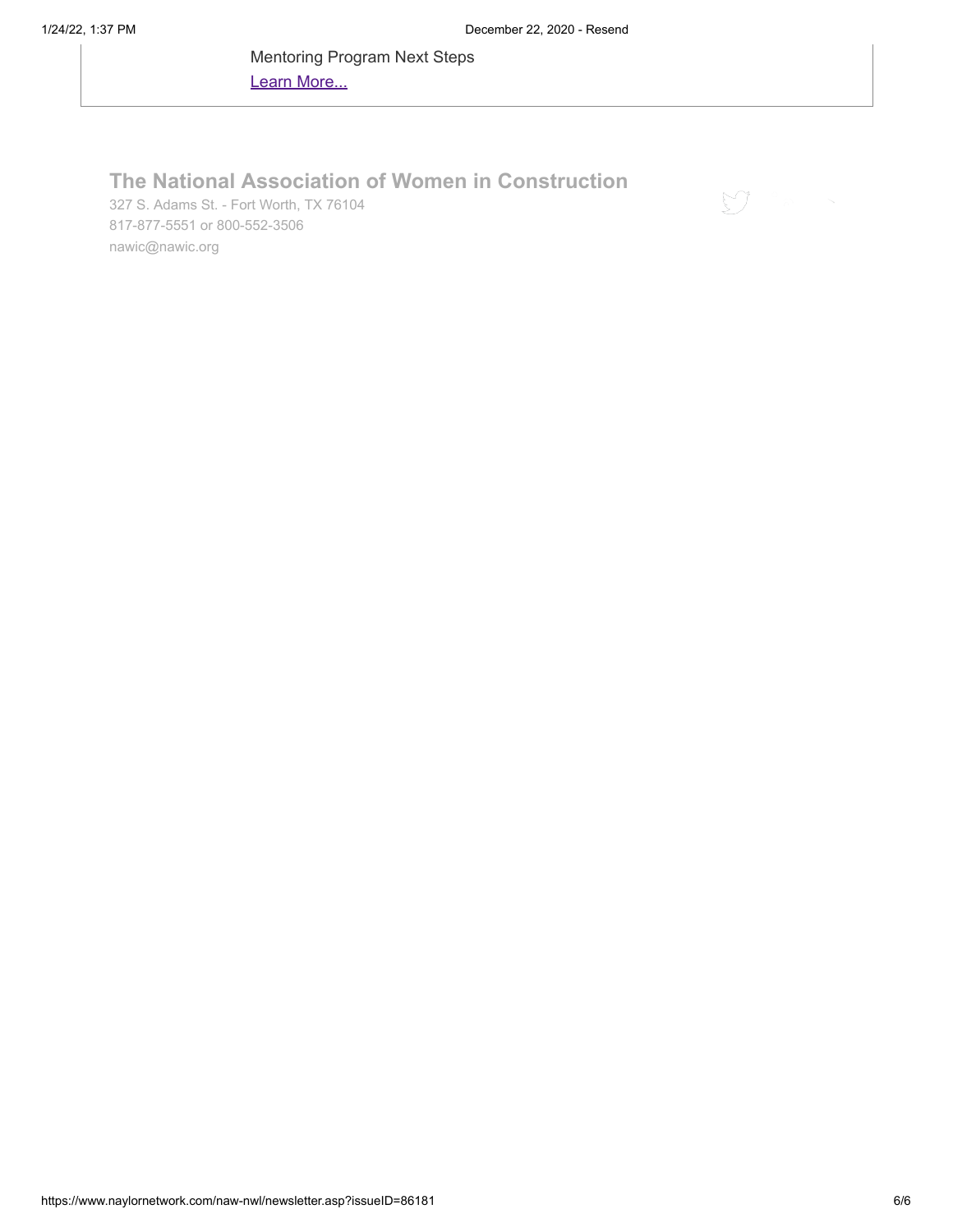Mentoring Program Next Steps

[Learn More...]

## The National Association of Women in Construction

327 S. Adams St. - Fort Worth, TX 76104

817-877-5551 or 800-552-3506

nawic@nawic.org